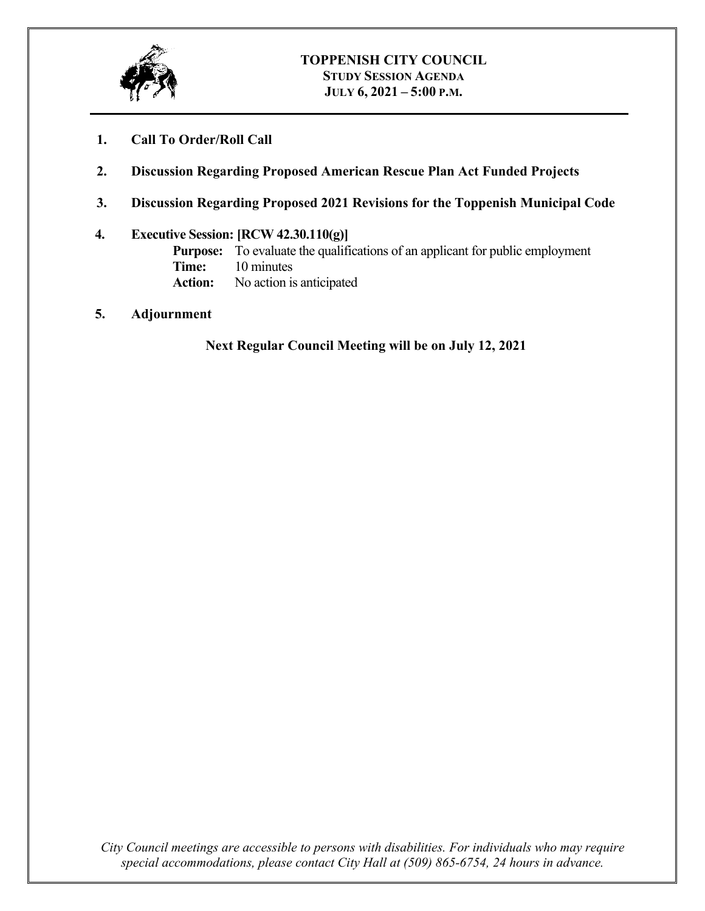# TOPPENISH CITY COUNCIL

## STUDY SESSION AGENDA

## JULY 6, 2021 – 5:00 P.M.

1. **Call To Order/Roll Call**

2. **Discussion Regarding Proposed American Rescue Plan Act Funded Projects**

3. **Discussion Regarding Proposed 2021 Revisions for the Toppenish Municipal Code**

4. **Executive Session: [RCW 42.30.110(g)]**

   **Purpose:** To evaluate the qualifications of an applicant for public employment
   **Time:** 10 minutes
   **Action:** No action is anticipated

5. **Adjournment**

**Next Regular Council Meeting will be on July 12, 2021**

*City Council meetings are accessible to persons with disabilities. For individuals who may require special accommodations, please contact City Hall at (509) 865-6754, 24 hours in advance.*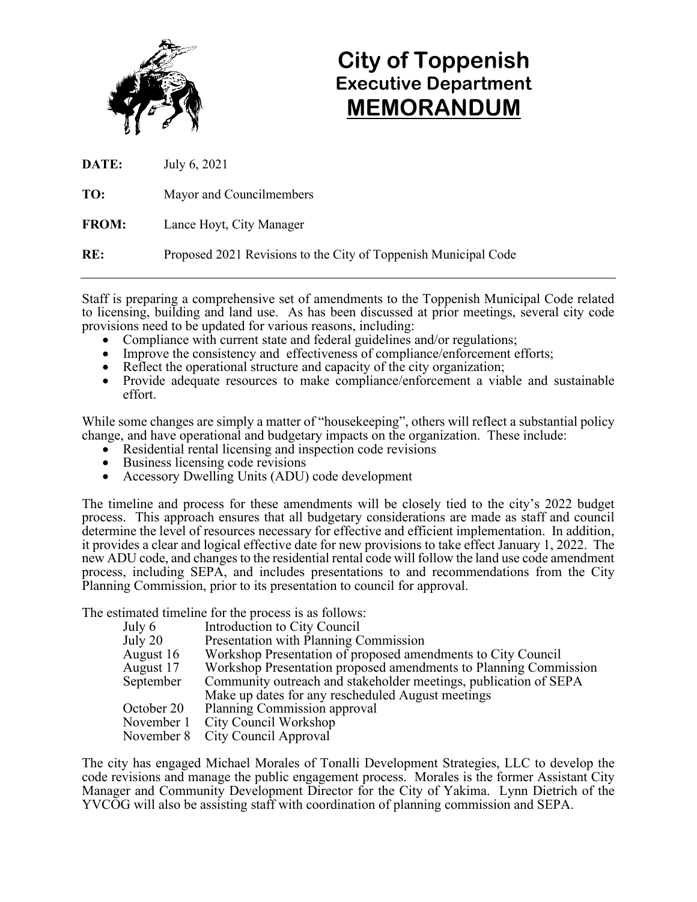# City of Toppenish
## Executive Department
## MEMORANDUM

**DATE:** July 6, 2021

**TO:** Mayor and Councilmembers

**FROM:** Lance Hoyt, City Manager

**RE:** Proposed 2021 Revisions to the City of Toppenish Municipal Code

---

Staff is preparing a comprehensive set of amendments to the Toppenish Municipal Code related to licensing, building and land use. As has been discussed at prior meetings, several city code provisions need to be updated for various reasons, including:

- Compliance with current state and federal guidelines and/or regulations;
- Improve the consistency and effectiveness of compliance/enforcement efforts;
- Reflect the operational structure and capacity of the city organization;
- Provide adequate resources to make compliance/enforcement a viable and sustainable effort.

While some changes are simply a matter of "housekeeping", others will reflect a substantial policy change, and have operational and budgetary impacts on the organization. These include:

- Residential rental licensing and inspection code revisions
- Business licensing code revisions
- Accessory Dwelling Units (ADU) code development

The timeline and process for these amendments will be closely tied to the city's 2022 budget process. This approach ensures that all budgetary considerations are made as staff and council determine the level of resources necessary for effective and efficient implementation. In addition, it provides a clear and logical effective date for new provisions to take effect January 1, 2022. The new ADU code, and changes to the residential rental code will follow the land use code amendment process, including SEPA, and includes presentations to and recommendations from the City Planning Commission, prior to its presentation to council for approval.

The estimated timeline for the process is as follows:

| | |
|---|---|
| July 6 | Introduction to City Council |
| July 20 | Presentation with Planning Commission |
| August 16 | Workshop Presentation of proposed amendments to City Council |
| August 17 | Workshop Presentation proposed amendments to Planning Commission |
| September | Community outreach and stakeholder meetings, publication of SEPA<br>Make up dates for any rescheduled August meetings |
| October 20 | Planning Commission approval |
| November 1 | City Council Workshop |
| November 8 | City Council Approval |

The city has engaged Michael Morales of Tonalli Development Strategies, LLC to develop the code revisions and manage the public engagement process. Morales is the former Assistant City Manager and Community Development Director for the City of Yakima. Lynn Dietrich of the YVCOG will also be assisting staff with coordination of planning commission and SEPA.